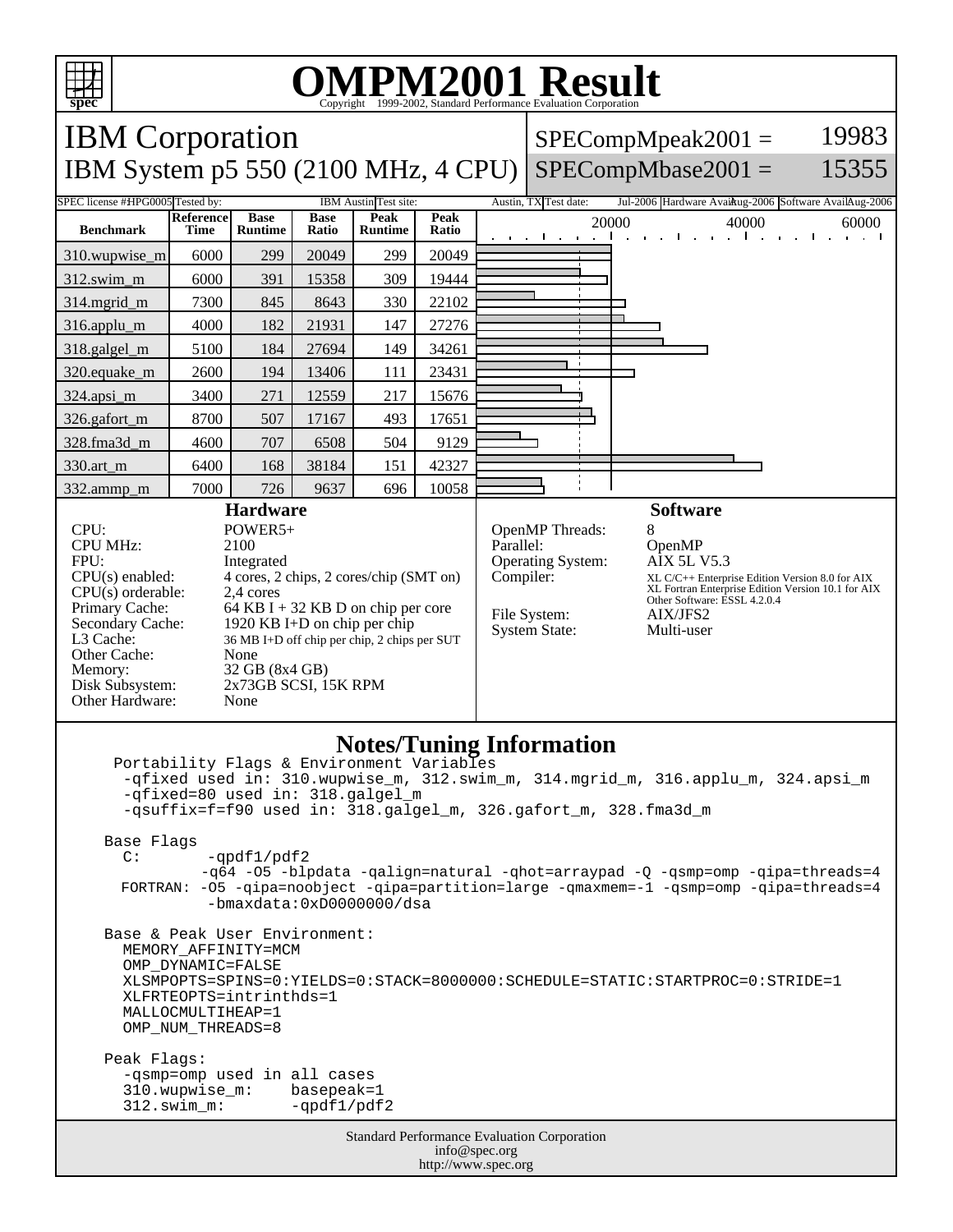# OMPM2001 Result

Copyright 1999-2002, Standard Performance Evaluation Corporation

## IBM Corporation

## IBM System p5 550 (2100 MHz, 4 CPU)

SPECompMpeak2001 = 19983

SPECompMbase2001 = 15355

SPEC license #: HPG0005 | Tested by: IBM Austin | Test site: Austin, TX | Test date: Jul-2006 | Hardware Avail: Aug-2006 | Software Avail: Aug-2006

| Benchmark | Reference Time | Base Runtime | Base Ratio | Peak Runtime | Peak Ratio |
|---|---|---|---|---|---|
| 310.wupwise_m | 6000 | 299 | 20049 | 299 | 20049 |
| 312.swim_m | 6000 | 391 | 15358 | 309 | 19444 |
| 314.mgrid_m | 7300 | 845 | 8643 | 330 | 22102 |
| 316.applu_m | 4000 | 182 | 21931 | 147 | 27276 |
| 318.galgel_m | 5100 | 184 | 27694 | 149 | 34261 |
| 320.equake_m | 2600 | 194 | 13406 | 111 | 23431 |
| 324.apsi_m | 3400 | 271 | 12559 | 217 | 15676 |
| 326.gafort_m | 8700 | 507 | 17167 | 493 | 17651 |
| 328.fma3d_m | 4600 | 707 | 6508 | 504 | 9129 |
| 330.art_m | 6400 | 168 | 38184 | 151 | 42327 |
| 332.ammp_m | 7000 | 726 | 9637 | 696 | 10058 |

### Hardware

| | |
|---|---|
| CPU: | POWER5+ |
| CPU MHz: | 2100 |
| FPU: | Integrated |
| CPU(s) enabled: | 4 cores, 2 chips, 2 cores/chip (SMT on) |
| CPU(s) orderable: | 2,4 cores |
| Primary Cache: | 64 KB I + 32 KB D on chip per core |
| Secondary Cache: | 1920 KB I+D on chip per chip |
| L3 Cache: | 36 MB I+D off chip per chip, 2 chips per SUT |
| Other Cache: | None |
| Memory: | 32 GB (8x4 GB) |
| Disk Subsystem: | 2x73GB SCSI, 15K RPM |
| Other Hardware: | None |

### Software

| | |
|---|---|
| OpenMP Threads: | 8 |
| Parallel: | OpenMP |
| Operating System: | AIX 5L V5.3 |
| Compiler: | XL C/C++ Enterprise Edition Version 8.0 for AIX<br>XL Fortran Enterprise Edition Version 10.1 for AIX<br>Other Software: ESSL 4.2.0.4 |
| File System: | AIX/JFS2 |
| System State: | Multi-user |

### Notes/Tuning Information

```
 Portability Flags & Environment Variables
  -qfixed used in: 310.wupwise_m, 312.swim_m, 314.mgrid_m, 316.applu_m, 324.apsi_m
  -qfixed=80 used in: 318.galgel_m
  -qsuffix=f=f90 used in: 318.galgel_m, 326.gafort_m, 328.fma3d_m

Base Flags
  C:       -qpdf1/pdf2
          -q64 -O5 -blpdata -qalign=natural -qhot=arraypad -Q -qsmp=omp -qipa=threads=4
  FORTRAN: -O5 -qipa=noobject -qipa=partition=large -qmaxmem=-1 -qsmp=omp -qipa=threads=4
           -bmaxdata:0xD0000000/dsa

Base & Peak User Environment:
  MEMORY_AFFINITY=MCM
  OMP_DYNAMIC=FALSE
  XLSMPOPTS=SPINS=0:YIELDS=0:STACK=8000000:SCHEDULE=STATIC:STARTPROC=0:STRIDE=1
  XLFRTEOPTS=intrinthds=1
  MALLOCMULTIHEAP=1
  OMP_NUM_THREADS=8

Peak Flags:
  -qsmp=omp used in all cases
  310.wupwise_m:    basepeak=1
  312.swim_m:       -qpdf1/pdf2
```

Standard Performance Evaluation Corporation
info@spec.org
http://www.spec.org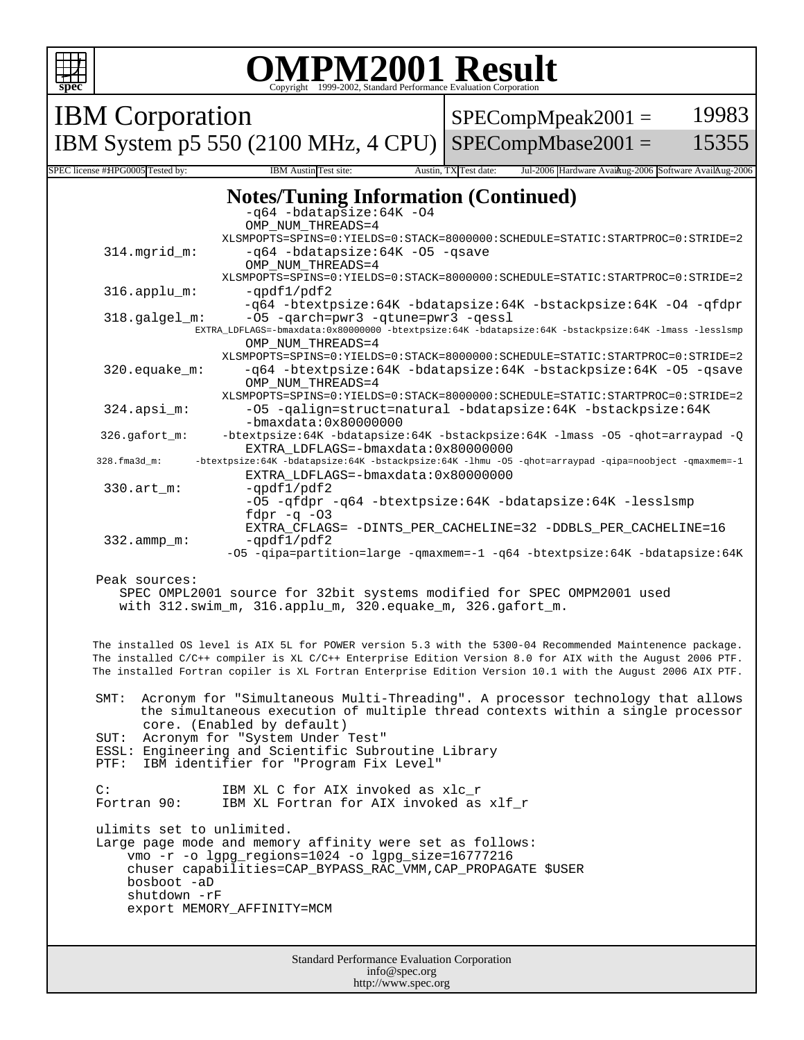# OMPM2001 Result

Copyright 1999-2002, Standard Performance Evaluation Corporation

## IBM Corporation
## IBM System p5 550 (2100 MHz, 4 CPU)

SPECompMpeak2001 = 19983
SPECompMbase2001 = 15355

SPEC license #: HPG0005 | Tested by: IBM Austin | Test site: Austin, TX | Test date: Jul-2006 | Hardware Avail: Aug-2006 | Software Avail: Aug-2006

## Notes/Tuning Information (Continued)

```
                   -q64 -bdatapsize:64K -O4
                   OMP_NUM_THREADS=4
                   XLSMPOPTS=SPINS=0:YIELDS=0:STACK=8000000:SCHEDULE=STATIC:STARTPROC=0:STRIDE=2
  314.mgrid_m:     -q64 -bdatapsize:64K -O5 -qsave
                   OMP_NUM_THREADS=4
                   XLSMPOPTS=SPINS=0:YIELDS=0:STACK=8000000:SCHEDULE=STATIC:STARTPROC=0:STRIDE=2
  316.applu_m:     -qpdf1/pdf2
                   -q64 -btextpsize:64K -bdatapsize:64K -bstackpsize:64K -O4 -qfdpr
  318.galgel_m:    -O5 -qarch=pwr3 -qtune=pwr3 -qessl
                   EXTRA_LDFLAGS=-bmaxdata:0x80000000 -btextpsize:64K -bdatapsize:64K -bstackpsize:64K -lmass -lesslsmp
                   OMP_NUM_THREADS=4
                   XLSMPOPTS=SPINS=0:YIELDS=0:STACK=8000000:SCHEDULE=STATIC:STARTPROC=0:STRIDE=2
  320.equake_m:    -q64 -btextpsize:64K -bdatapsize:64K -bstackpsize:64K -O5 -qsave
                   OMP_NUM_THREADS=4
                   XLSMPOPTS=SPINS=0:YIELDS=0:STACK=8000000:SCHEDULE=STATIC:STARTPROC=0:STRIDE=2
  324.apsi_m:      -O5 -qalign=struct=natural -bdatapsize:64K -bstackpsize:64K
                   -bmaxdata:0x80000000
  326.gafort_m:    -btextpsize:64K -bdatapsize:64K -bstackpsize:64K -lmass -O5 -qhot=arraypad -Q
                   EXTRA_LDFLAGS=-bmaxdata:0x80000000
  328.fma3d_m:     -btextpsize:64K -bdatapsize:64K -bstackpsize:64K -lhmu -O5 -qhot=arraypad -qipa=noobject -qmaxmem=-1
                   EXTRA_LDFLAGS=-bmaxdata:0x80000000
  330.art_m:       -qpdf1/pdf2
                   -O5 -qfdpr -q64 -btextpsize:64K -bdatapsize:64K -lesslsmp
                   fdpr -q -O3
                   EXTRA_CFLAGS= -DINTS_PER_CACHELINE=32 -DDBLS_PER_CACHELINE=16
  332.ammp_m:      -qpdf1/pdf2
                   -O5 -qipa=partition=large -qmaxmem=-1 -q64 -btextpsize:64K -bdatapsize:64K
```

Peak sources:
SPEC OMPL2001 source for 32bit systems modified for SPEC OMPM2001 used with 312.swim_m, 316.applu_m, 320.equake_m, 326.gafort_m.

The installed OS level is AIX 5L for POWER version 5.3 with the 5300-04 Recommended Maintenence package.
The installed C/C++ compiler is XL C/C++ Enterprise Edition Version 8.0 for AIX with the August 2006 PTF.
The installed Fortran copiler is XL Fortran Enterprise Edition Version 10.1 with the August 2006 AIX PTF.

SMT: Acronym for "Simultaneous Multi-Threading". A processor technology that allows the simultaneous execution of multiple thread contexts within a single processor core. (Enabled by default)
SUT: Acronym for "System Under Test"
ESSL: Engineering and Scientific Subroutine Library
PTF: IBM identifier for "Program Fix Level"

C: IBM XL C for AIX invoked as xlc_r
Fortran 90: IBM XL Fortran for AIX invoked as xlf_r

ulimits set to unlimited.
Large page mode and memory affinity were set as follows:

```
vmo -r -o lgpg_regions=1024 -o lgpg_size=16777216
chuser capabilities=CAP_BYPASS_RAC_VMM,CAP_PROPAGATE $USER
bosboot -aD
shutdown -rF
export MEMORY_AFFINITY=MCM
```

Standard Performance Evaluation Corporation
info@spec.org
http://www.spec.org